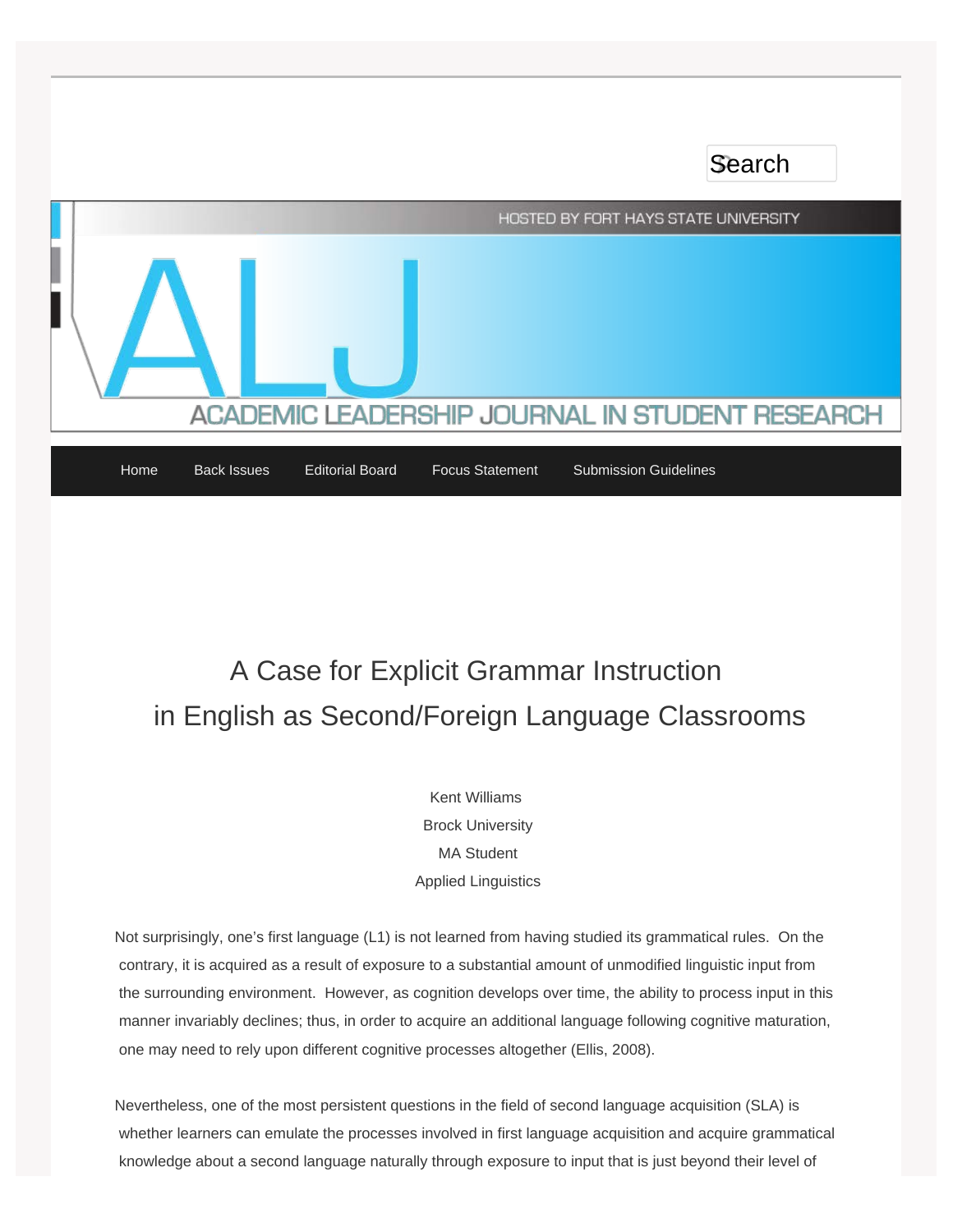# A Case for Explicit Grammar Instruction in English as Second/Foreign Language Classrooms

Kent Williams

Brock University

MA Student

Applied Linguistics

Not surprisingly, one's first language (L1) is not learned from having studied its grammatical rules. On the contrary, it is acquired as a result of exposure to a substantial amount of unmodified linguistic input from the surrounding environment. However, as cognition develops over time, the ability to process input in this manner invariably declines; thus, in order to acquire an additional language following cognitive maturation, one may need to rely upon different cognitive processes altogether (Ellis, 2008).

Nevertheless, one of the most persistent questions in the field of second language acquisition (SLA) is whether learners can emulate the processes involved in first language acquisition and acquire grammatical knowledge about a second language naturally through exposure to input that is just beyond their level of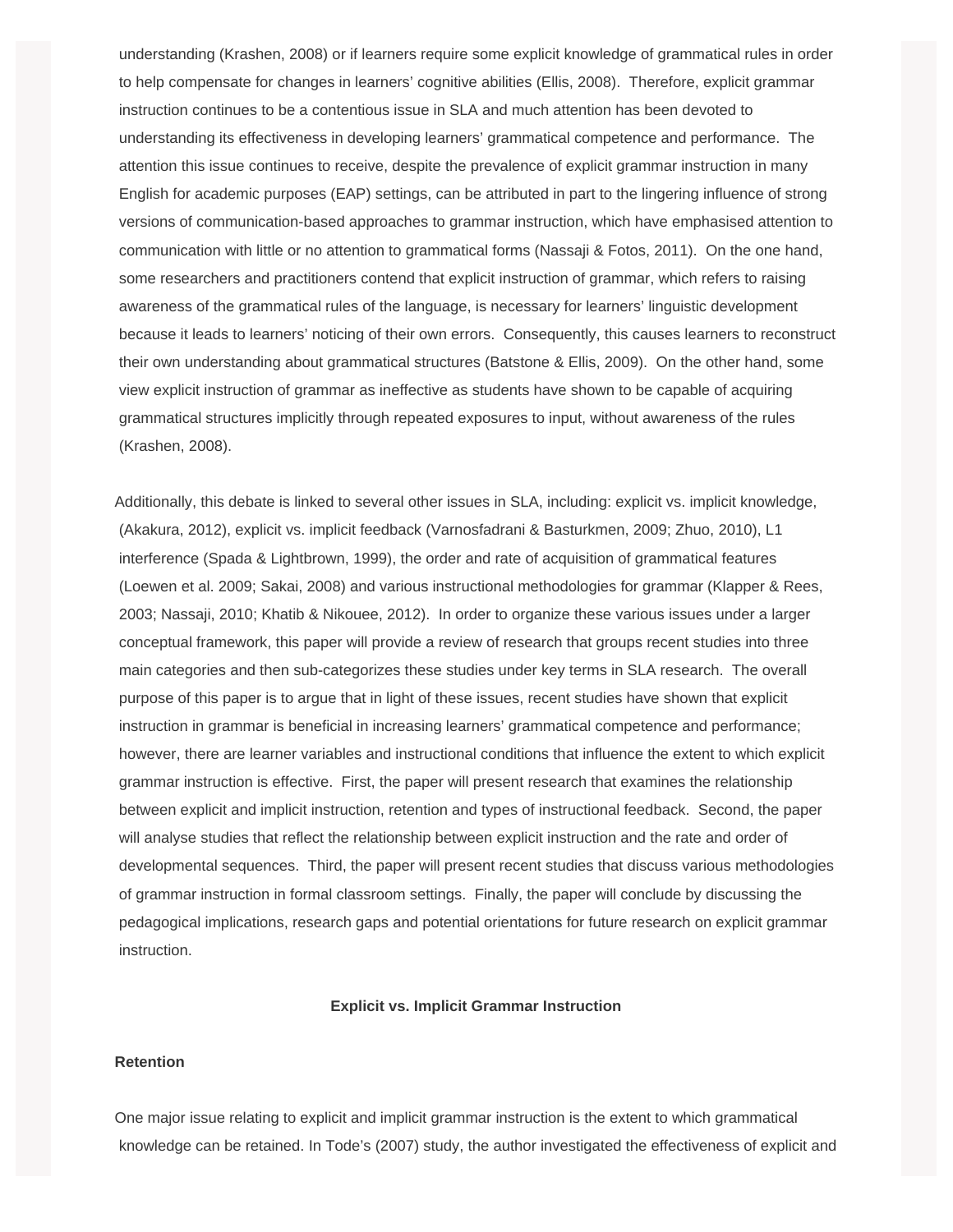understanding (Krashen, 2008) or if learners require some explicit knowledge of grammatical rules in order to help compensate for changes in learners' cognitive abilities (Ellis, 2008). Therefore, explicit grammar instruction continues to be a contentious issue in SLA and much attention has been devoted to understanding its effectiveness in developing learners' grammatical competence and performance. The attention this issue continues to receive, despite the prevalence of explicit grammar instruction in many English for academic purposes (EAP) settings, can be attributed in part to the lingering influence of strong versions of communication-based approaches to grammar instruction, which have emphasised attention to communication with little or no attention to grammatical forms (Nassaji & Fotos, 2011). On the one hand, some researchers and practitioners contend that explicit instruction of grammar, which refers to raising awareness of the grammatical rules of the language, is necessary for learners' linguistic development because it leads to learners' noticing of their own errors. Consequently, this causes learners to reconstruct their own understanding about grammatical structures (Batstone & Ellis, 2009). On the other hand, some view explicit instruction of grammar as ineffective as students have shown to be capable of acquiring grammatical structures implicitly through repeated exposures to input, without awareness of the rules (Krashen, 2008).

Additionally, this debate is linked to several other issues in SLA, including: explicit vs. implicit knowledge, (Akakura, 2012), explicit vs. implicit feedback (Varnosfadrani & Basturkmen, 2009; Zhuo, 2010), L1 interference (Spada & Lightbrown, 1999), the order and rate of acquisition of grammatical features (Loewen et al. 2009; Sakai, 2008) and various instructional methodologies for grammar (Klapper & Rees, 2003; Nassaji, 2010; Khatib & Nikouee, 2012). In order to organize these various issues under a larger conceptual framework, this paper will provide a review of research that groups recent studies into three main categories and then sub-categorizes these studies under key terms in SLA research. The overall purpose of this paper is to argue that in light of these issues, recent studies have shown that explicit instruction in grammar is beneficial in increasing learners' grammatical competence and performance; however, there are learner variables and instructional conditions that influence the extent to which explicit grammar instruction is effective. First, the paper will present research that examines the relationship between explicit and implicit instruction, retention and types of instructional feedback. Second, the paper will analyse studies that reflect the relationship between explicit instruction and the rate and order of developmental sequences. Third, the paper will present recent studies that discuss various methodologies of grammar instruction in formal classroom settings. Finally, the paper will conclude by discussing the pedagogical implications, research gaps and potential orientations for future research on explicit grammar instruction.

## Explicit vs. Implicit Grammar Instruction

### Retention

One major issue relating to explicit and implicit grammar instruction is the extent to which grammatical knowledge can be retained. In Tode's (2007) study, the author investigated the effectiveness of explicit and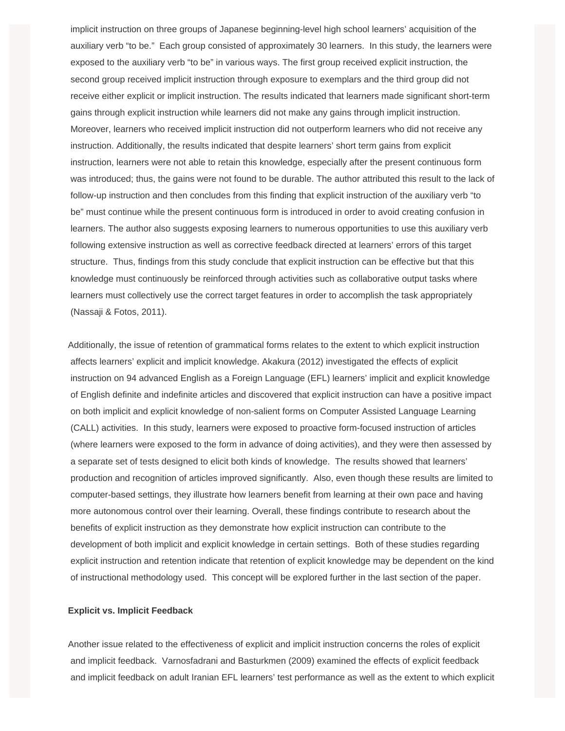implicit instruction on three groups of Japanese beginning-level high school learners' acquisition of the auxiliary verb "to be." Each group consisted of approximately 30 learners. In this study, the learners were exposed to the auxiliary verb "to be" in various ways. The first group received explicit instruction, the second group received implicit instruction through exposure to exemplars and the third group did not receive either explicit or implicit instruction. The results indicated that learners made significant short-term gains through explicit instruction while learners did not make any gains through implicit instruction. Moreover, learners who received implicit instruction did not outperform learners who did not receive any instruction. Additionally, the results indicated that despite learners' short term gains from explicit instruction, learners were not able to retain this knowledge, especially after the present continuous form was introduced; thus, the gains were not found to be durable. The author attributed this result to the lack of follow-up instruction and then concludes from this finding that explicit instruction of the auxiliary verb "to be" must continue while the present continuous form is introduced in order to avoid creating confusion in learners. The author also suggests exposing learners to numerous opportunities to use this auxiliary verb following extensive instruction as well as corrective feedback directed at learners' errors of this target structure. Thus, findings from this study conclude that explicit instruction can be effective but that this knowledge must continuously be reinforced through activities such as collaborative output tasks where learners must collectively use the correct target features in order to accomplish the task appropriately (Nassaji & Fotos, 2011).

Additionally, the issue of retention of grammatical forms relates to the extent to which explicit instruction affects learners' explicit and implicit knowledge. Akakura (2012) investigated the effects of explicit instruction on 94 advanced English as a Foreign Language (EFL) learners' implicit and explicit knowledge of English definite and indefinite articles and discovered that explicit instruction can have a positive impact on both implicit and explicit knowledge of non-salient forms on Computer Assisted Language Learning (CALL) activities. In this study, learners were exposed to proactive form-focused instruction of articles (where learners were exposed to the form in advance of doing activities), and they were then assessed by a separate set of tests designed to elicit both kinds of knowledge. The results showed that learners' production and recognition of articles improved significantly. Also, even though these results are limited to computer-based settings, they illustrate how learners benefit from learning at their own pace and having more autonomous control over their learning. Overall, these findings contribute to research about the benefits of explicit instruction as they demonstrate how explicit instruction can contribute to the development of both implicit and explicit knowledge in certain settings. Both of these studies regarding explicit instruction and retention indicate that retention of explicit knowledge may be dependent on the kind of instructional methodology used. This concept will be explored further in the last section of the paper.

**Explicit vs. Implicit Feedback**

Another issue related to the effectiveness of explicit and implicit instruction concerns the roles of explicit and implicit feedback. Varnosfadrani and Basturkmen (2009) examined the effects of explicit feedback and implicit feedback on adult Iranian EFL learners' test performance as well as the extent to which explicit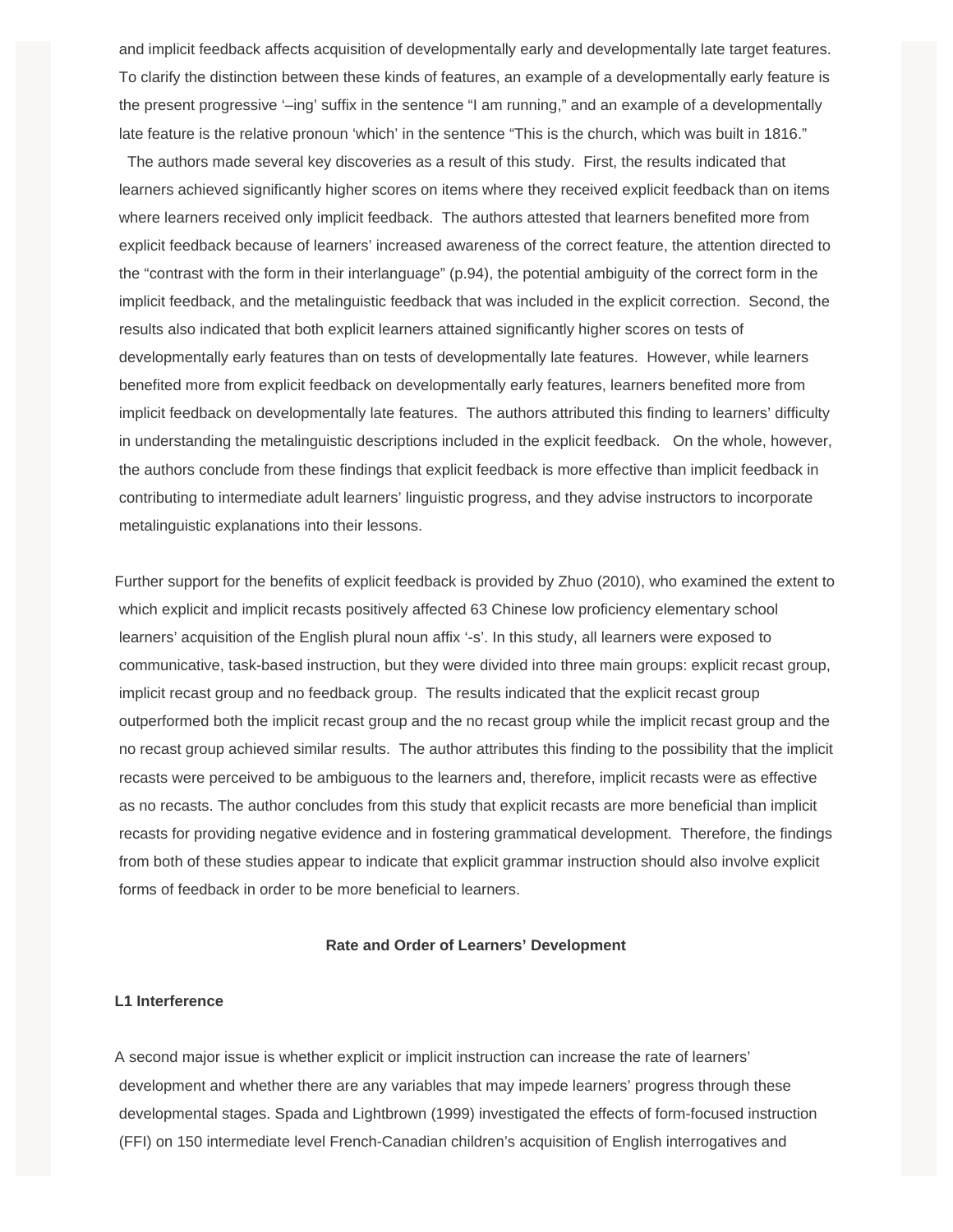and implicit feedback affects acquisition of developmentally early and developmentally late target features. To clarify the distinction between these kinds of features, an example of a developmentally early feature is the present progressive '–ing' suffix in the sentence "I am running," and an example of a developmentally late feature is the relative pronoun 'which' in the sentence "This is the church, which was built in 1816."

The authors made several key discoveries as a result of this study. First, the results indicated that learners achieved significantly higher scores on items where they received explicit feedback than on items where learners received only implicit feedback. The authors attested that learners benefited more from explicit feedback because of learners' increased awareness of the correct feature, the attention directed to the "contrast with the form in their interlanguage" (p.94), the potential ambiguity of the correct form in the implicit feedback, and the metalinguistic feedback that was included in the explicit correction. Second, the results also indicated that both explicit learners attained significantly higher scores on tests of developmentally early features than on tests of developmentally late features. However, while learners benefited more from explicit feedback on developmentally early features, learners benefited more from implicit feedback on developmentally late features. The authors attributed this finding to learners' difficulty in understanding the metalinguistic descriptions included in the explicit feedback. On the whole, however, the authors conclude from these findings that explicit feedback is more effective than implicit feedback in contributing to intermediate adult learners' linguistic progress, and they advise instructors to incorporate metalinguistic explanations into their lessons.

Further support for the benefits of explicit feedback is provided by Zhuo (2010), who examined the extent to which explicit and implicit recasts positively affected 63 Chinese low proficiency elementary school learners' acquisition of the English plural noun affix '-s'. In this study, all learners were exposed to communicative, task-based instruction, but they were divided into three main groups: explicit recast group, implicit recast group and no feedback group. The results indicated that the explicit recast group outperformed both the implicit recast group and the no recast group while the implicit recast group and the no recast group achieved similar results. The author attributes this finding to the possibility that the implicit recasts were perceived to be ambiguous to the learners and, therefore, implicit recasts were as effective as no recasts. The author concludes from this study that explicit recasts are more beneficial than implicit recasts for providing negative evidence and in fostering grammatical development. Therefore, the findings from both of these studies appear to indicate that explicit grammar instruction should also involve explicit forms of feedback in order to be more beneficial to learners.

## Rate and Order of Learners' Development

### L1 Interference

A second major issue is whether explicit or implicit instruction can increase the rate of learners' development and whether there are any variables that may impede learners' progress through these developmental stages. Spada and Lightbrown (1999) investigated the effects of form-focused instruction (FFI) on 150 intermediate level French-Canadian children's acquisition of English interrogatives and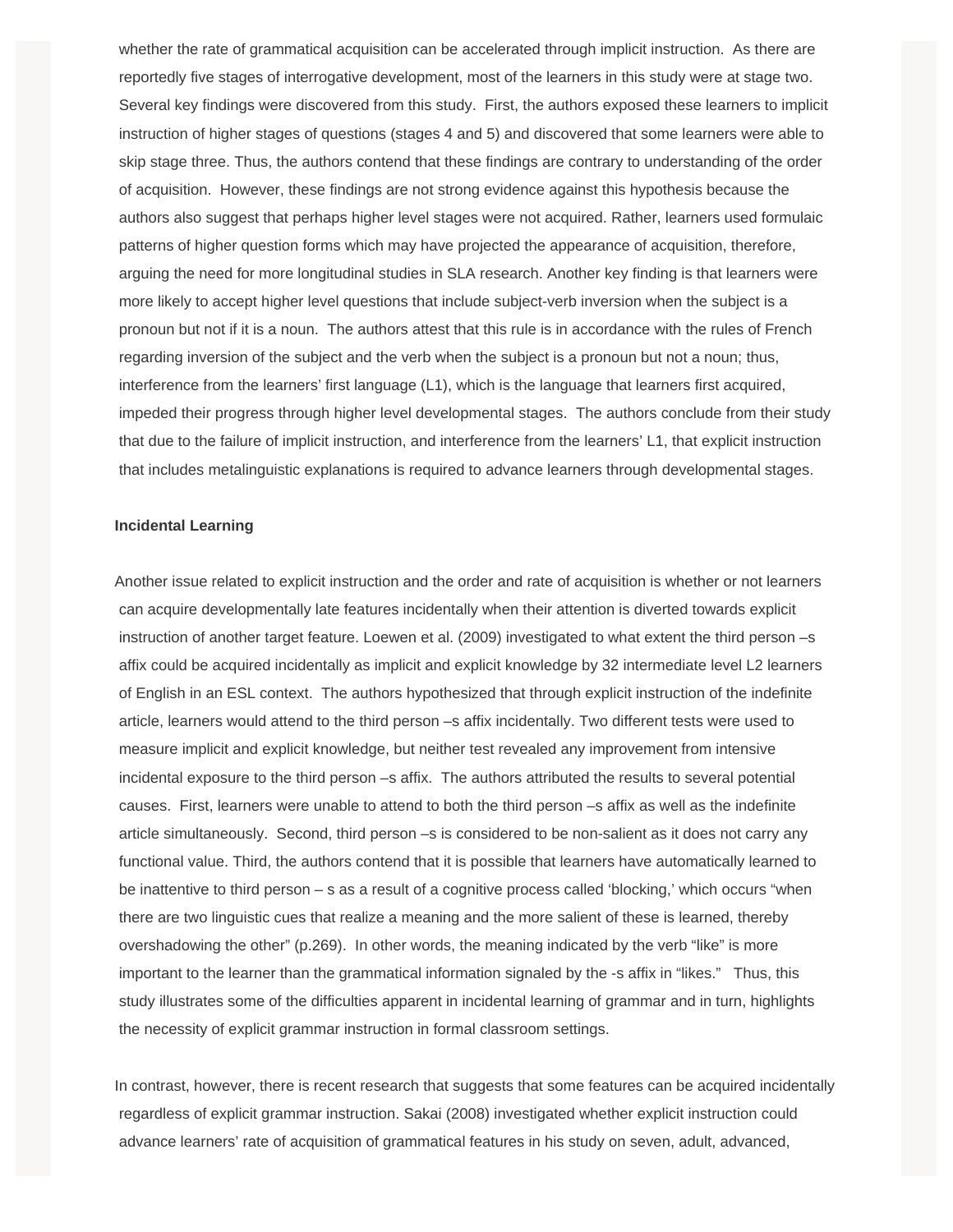whether the rate of grammatical acquisition can be accelerated through implicit instruction. As there are reportedly five stages of interrogative development, most of the learners in this study were at stage two. Several key findings were discovered from this study. First, the authors exposed these learners to implicit instruction of higher stages of questions (stages 4 and 5) and discovered that some learners were able to skip stage three. Thus, the authors contend that these findings are contrary to understanding of the order of acquisition. However, these findings are not strong evidence against this hypothesis because the authors also suggest that perhaps higher level stages were not acquired. Rather, learners used formulaic patterns of higher question forms which may have projected the appearance of acquisition, therefore, arguing the need for more longitudinal studies in SLA research. Another key finding is that learners were more likely to accept higher level questions that include subject-verb inversion when the subject is a pronoun but not if it is a noun. The authors attest that this rule is in accordance with the rules of French regarding inversion of the subject and the verb when the subject is a pronoun but not a noun; thus, interference from the learners' first language (L1), which is the language that learners first acquired, impeded their progress through higher level developmental stages. The authors conclude from their study that due to the failure of implicit instruction, and interference from the learners' L1, that explicit instruction that includes metalinguistic explanations is required to advance learners through developmental stages.

**Incidental Learning**

Another issue related to explicit instruction and the order and rate of acquisition is whether or not learners can acquire developmentally late features incidentally when their attention is diverted towards explicit instruction of another target feature. Loewen et al. (2009) investigated to what extent the third person –s affix could be acquired incidentally as implicit and explicit knowledge by 32 intermediate level L2 learners of English in an ESL context. The authors hypothesized that through explicit instruction of the indefinite article, learners would attend to the third person –s affix incidentally. Two different tests were used to measure implicit and explicit knowledge, but neither test revealed any improvement from intensive incidental exposure to the third person –s affix. The authors attributed the results to several potential causes. First, learners were unable to attend to both the third person –s affix as well as the indefinite article simultaneously. Second, third person –s is considered to be non-salient as it does not carry any functional value. Third, the authors contend that it is possible that learners have automatically learned to be inattentive to third person – s as a result of a cognitive process called 'blocking,' which occurs "when there are two linguistic cues that realize a meaning and the more salient of these is learned, thereby overshadowing the other" (p.269). In other words, the meaning indicated by the verb "like" is more important to the learner than the grammatical information signaled by the -s affix in "likes." Thus, this study illustrates some of the difficulties apparent in incidental learning of grammar and in turn, highlights the necessity of explicit grammar instruction in formal classroom settings.

In contrast, however, there is recent research that suggests that some features can be acquired incidentally regardless of explicit grammar instruction. Sakai (2008) investigated whether explicit instruction could advance learners' rate of acquisition of grammatical features in his study on seven, adult, advanced,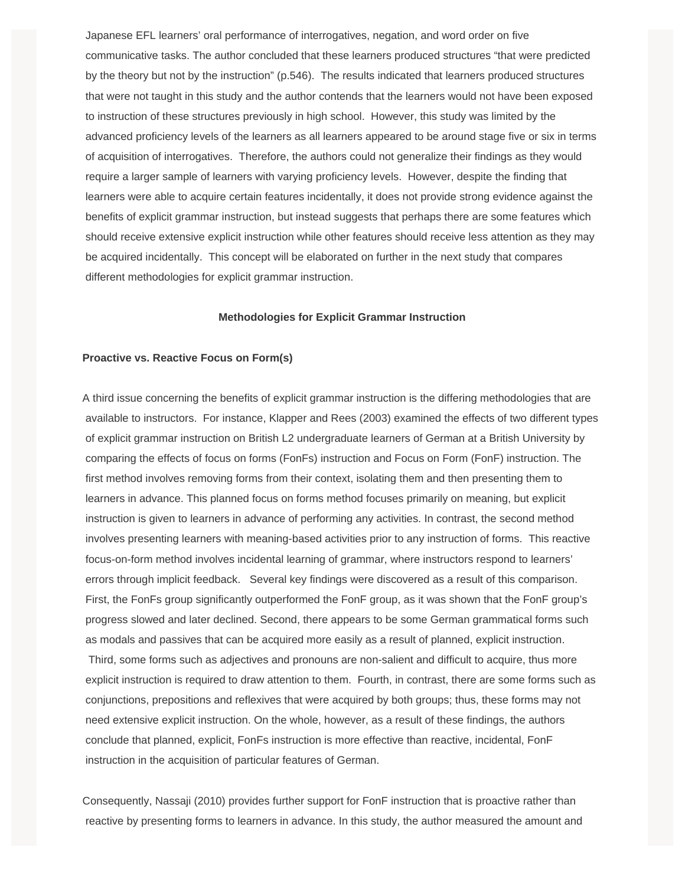Japanese EFL learners' oral performance of interrogatives, negation, and word order on five communicative tasks. The author concluded that these learners produced structures "that were predicted by the theory but not by the instruction" (p.546). The results indicated that learners produced structures that were not taught in this study and the author contends that the learners would not have been exposed to instruction of these structures previously in high school. However, this study was limited by the advanced proficiency levels of the learners as all learners appeared to be around stage five or six in terms of acquisition of interrogatives. Therefore, the authors could not generalize their findings as they would require a larger sample of learners with varying proficiency levels. However, despite the finding that learners were able to acquire certain features incidentally, it does not provide strong evidence against the benefits of explicit grammar instruction, but instead suggests that perhaps there are some features which should receive extensive explicit instruction while other features should receive less attention as they may be acquired incidentally. This concept will be elaborated on further in the next study that compares different methodologies for explicit grammar instruction.

## Methodologies for Explicit Grammar Instruction

### Proactive vs. Reactive Focus on Form(s)

A third issue concerning the benefits of explicit grammar instruction is the differing methodologies that are available to instructors. For instance, Klapper and Rees (2003) examined the effects of two different types of explicit grammar instruction on British L2 undergraduate learners of German at a British University by comparing the effects of focus on forms (FonFs) instruction and Focus on Form (FonF) instruction. The first method involves removing forms from their context, isolating them and then presenting them to learners in advance. This planned focus on forms method focuses primarily on meaning, but explicit instruction is given to learners in advance of performing any activities. In contrast, the second method involves presenting learners with meaning-based activities prior to any instruction of forms. This reactive focus-on-form method involves incidental learning of grammar, where instructors respond to learners' errors through implicit feedback. Several key findings were discovered as a result of this comparison. First, the FonFs group significantly outperformed the FonF group, as it was shown that the FonF group's progress slowed and later declined. Second, there appears to be some German grammatical forms such as modals and passives that can be acquired more easily as a result of planned, explicit instruction. Third, some forms such as adjectives and pronouns are non-salient and difficult to acquire, thus more explicit instruction is required to draw attention to them. Fourth, in contrast, there are some forms such as conjunctions, prepositions and reflexives that were acquired by both groups; thus, these forms may not need extensive explicit instruction. On the whole, however, as a result of these findings, the authors conclude that planned, explicit, FonFs instruction is more effective than reactive, incidental, FonF instruction in the acquisition of particular features of German.

Consequently, Nassaji (2010) provides further support for FonF instruction that is proactive rather than reactive by presenting forms to learners in advance. In this study, the author measured the amount and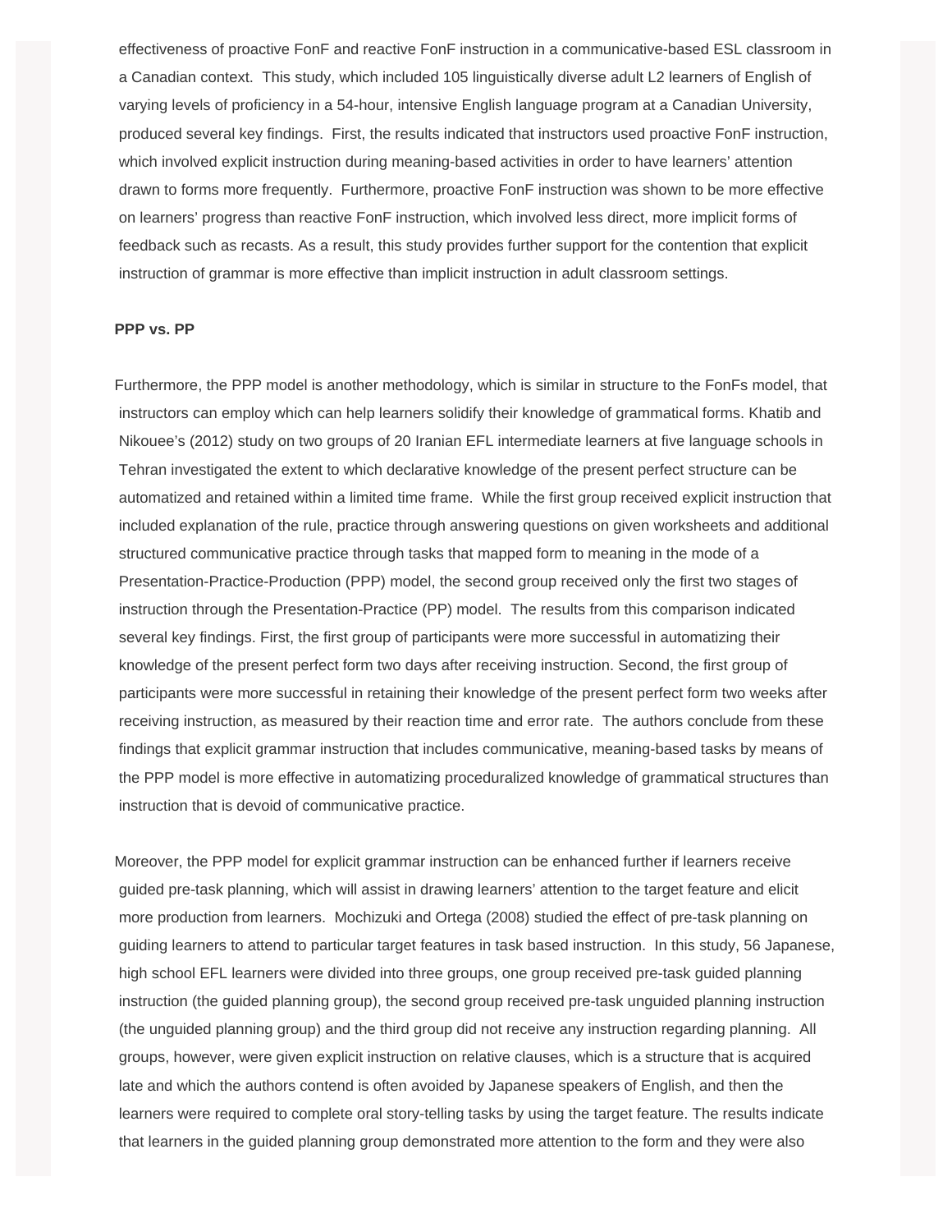effectiveness of proactive FonF and reactive FonF instruction in a communicative-based ESL classroom in a Canadian context. This study, which included 105 linguistically diverse adult L2 learners of English of varying levels of proficiency in a 54-hour, intensive English language program at a Canadian University, produced several key findings. First, the results indicated that instructors used proactive FonF instruction, which involved explicit instruction during meaning-based activities in order to have learners' attention drawn to forms more frequently. Furthermore, proactive FonF instruction was shown to be more effective on learners' progress than reactive FonF instruction, which involved less direct, more implicit forms of feedback such as recasts. As a result, this study provides further support for the contention that explicit instruction of grammar is more effective than implicit instruction in adult classroom settings.

**PPP vs. PP**

Furthermore, the PPP model is another methodology, which is similar in structure to the FonFs model, that instructors can employ which can help learners solidify their knowledge of grammatical forms. Khatib and Nikouee's (2012) study on two groups of 20 Iranian EFL intermediate learners at five language schools in Tehran investigated the extent to which declarative knowledge of the present perfect structure can be automatized and retained within a limited time frame. While the first group received explicit instruction that included explanation of the rule, practice through answering questions on given worksheets and additional structured communicative practice through tasks that mapped form to meaning in the mode of a Presentation-Practice-Production (PPP) model, the second group received only the first two stages of instruction through the Presentation-Practice (PP) model. The results from this comparison indicated several key findings. First, the first group of participants were more successful in automatizing their knowledge of the present perfect form two days after receiving instruction. Second, the first group of participants were more successful in retaining their knowledge of the present perfect form two weeks after receiving instruction, as measured by their reaction time and error rate. The authors conclude from these findings that explicit grammar instruction that includes communicative, meaning-based tasks by means of the PPP model is more effective in automatizing proceduralized knowledge of grammatical structures than instruction that is devoid of communicative practice.

Moreover, the PPP model for explicit grammar instruction can be enhanced further if learners receive guided pre-task planning, which will assist in drawing learners' attention to the target feature and elicit more production from learners. Mochizuki and Ortega (2008) studied the effect of pre-task planning on guiding learners to attend to particular target features in task based instruction. In this study, 56 Japanese, high school EFL learners were divided into three groups, one group received pre-task guided planning instruction (the guided planning group), the second group received pre-task unguided planning instruction (the unguided planning group) and the third group did not receive any instruction regarding planning. All groups, however, were given explicit instruction on relative clauses, which is a structure that is acquired late and which the authors contend is often avoided by Japanese speakers of English, and then the learners were required to complete oral story-telling tasks by using the target feature. The results indicate that learners in the guided planning group demonstrated more attention to the form and they were also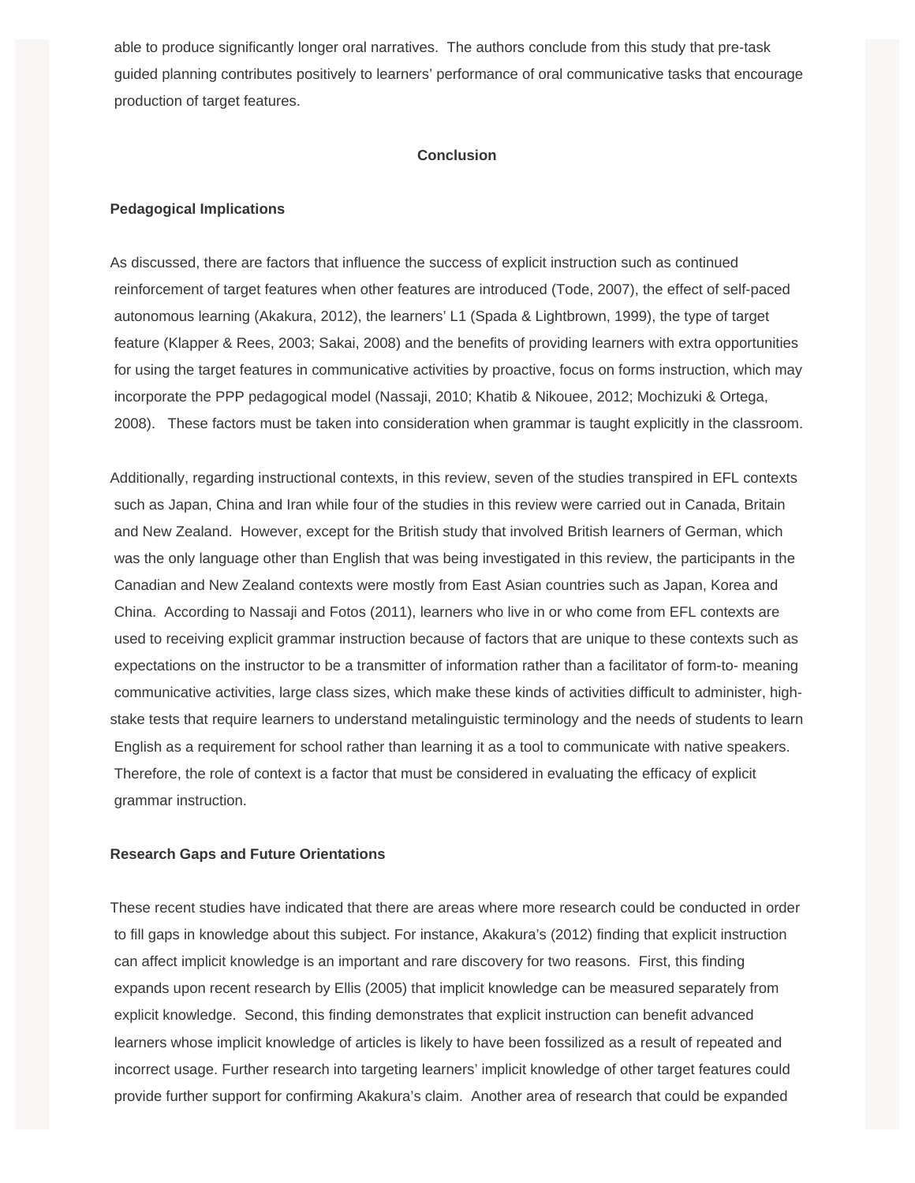able to produce significantly longer oral narratives. The authors conclude from this study that pre-task guided planning contributes positively to learners' performance of oral communicative tasks that encourage production of target features.

## Conclusion

### Pedagogical Implications

As discussed, there are factors that influence the success of explicit instruction such as continued reinforcement of target features when other features are introduced (Tode, 2007), the effect of self-paced autonomous learning (Akakura, 2012), the learners' L1 (Spada & Lightbrown, 1999), the type of target feature (Klapper & Rees, 2003; Sakai, 2008) and the benefits of providing learners with extra opportunities for using the target features in communicative activities by proactive, focus on forms instruction, which may incorporate the PPP pedagogical model (Nassaji, 2010; Khatib & Nikouee, 2012; Mochizuki & Ortega, 2008). These factors must be taken into consideration when grammar is taught explicitly in the classroom.

Additionally, regarding instructional contexts, in this review, seven of the studies transpired in EFL contexts such as Japan, China and Iran while four of the studies in this review were carried out in Canada, Britain and New Zealand. However, except for the British study that involved British learners of German, which was the only language other than English that was being investigated in this review, the participants in the Canadian and New Zealand contexts were mostly from East Asian countries such as Japan, Korea and China. According to Nassaji and Fotos (2011), learners who live in or who come from EFL contexts are used to receiving explicit grammar instruction because of factors that are unique to these contexts such as expectations on the instructor to be a transmitter of information rather than a facilitator of form-to- meaning communicative activities, large class sizes, which make these kinds of activities difficult to administer, high-stake tests that require learners to understand metalinguistic terminology and the needs of students to learn English as a requirement for school rather than learning it as a tool to communicate with native speakers. Therefore, the role of context is a factor that must be considered in evaluating the efficacy of explicit grammar instruction.

### Research Gaps and Future Orientations

These recent studies have indicated that there are areas where more research could be conducted in order to fill gaps in knowledge about this subject. For instance, Akakura's (2012) finding that explicit instruction can affect implicit knowledge is an important and rare discovery for two reasons. First, this finding expands upon recent research by Ellis (2005) that implicit knowledge can be measured separately from explicit knowledge. Second, this finding demonstrates that explicit instruction can benefit advanced learners whose implicit knowledge of articles is likely to have been fossilized as a result of repeated and incorrect usage. Further research into targeting learners' implicit knowledge of other target features could provide further support for confirming Akakura's claim. Another area of research that could be expanded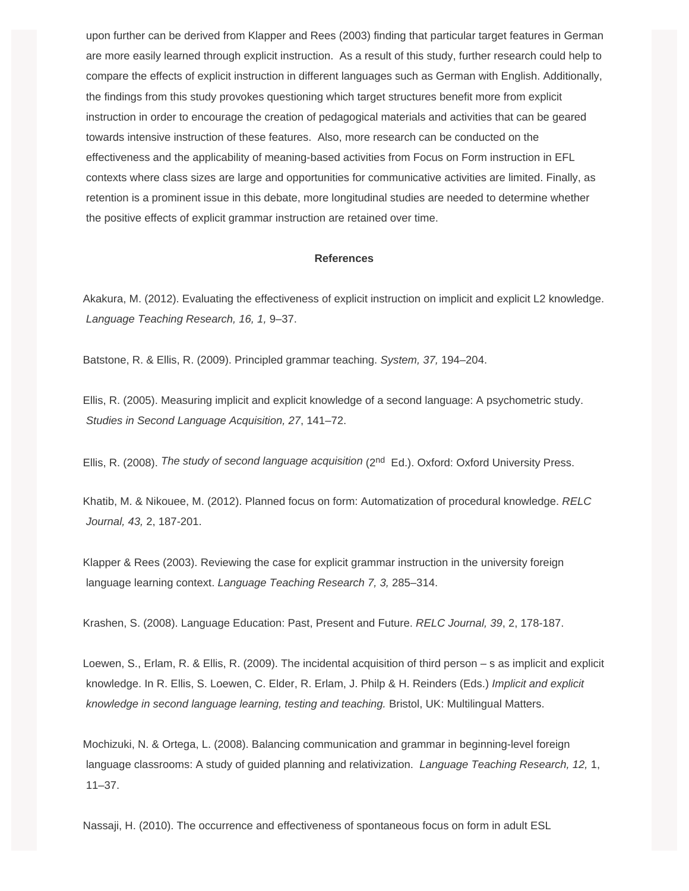upon further can be derived from Klapper and Rees (2003) finding that particular target features in German are more easily learned through explicit instruction. As a result of this study, further research could help to compare the effects of explicit instruction in different languages such as German with English. Additionally, the findings from this study provokes questioning which target structures benefit more from explicit instruction in order to encourage the creation of pedagogical materials and activities that can be geared towards intensive instruction of these features. Also, more research can be conducted on the effectiveness and the applicability of meaning-based activities from Focus on Form instruction in EFL contexts where class sizes are large and opportunities for communicative activities are limited. Finally, as retention is a prominent issue in this debate, more longitudinal studies are needed to determine whether the positive effects of explicit grammar instruction are retained over time.

**References**

Akakura, M. (2012). Evaluating the effectiveness of explicit instruction on implicit and explicit L2 knowledge. *Language Teaching Research, 16, 1,* 9–37.

Batstone, R. & Ellis, R. (2009). Principled grammar teaching. *System, 37,* 194–204.

Ellis, R. (2005). Measuring implicit and explicit knowledge of a second language: A psychometric study. *Studies in Second Language Acquisition, 27*, 141–72.

Ellis, R. (2008). *The study of second language acquisition* (2nd Ed.). Oxford: Oxford University Press.

Khatib, M. & Nikouee, M. (2012). Planned focus on form: Automatization of procedural knowledge. *RELC Journal, 43,* 2, 187-201.

Klapper & Rees (2003). Reviewing the case for explicit grammar instruction in the university foreign language learning context. *Language Teaching Research 7, 3,* 285–314.

Krashen, S. (2008). Language Education: Past, Present and Future. *RELC Journal, 39*, 2, 178-187.

Loewen, S., Erlam, R. & Ellis, R. (2009). The incidental acquisition of third person – s as implicit and explicit knowledge. In R. Ellis, S. Loewen, C. Elder, R. Erlam, J. Philp & H. Reinders (Eds.) *Implicit and explicit knowledge in second language learning, testing and teaching.* Bristol, UK: Multilingual Matters.

Mochizuki, N. & Ortega, L. (2008). Balancing communication and grammar in beginning-level foreign language classrooms: A study of guided planning and relativization. *Language Teaching Research, 12,* 1, 11–37.

Nassaji, H. (2010). The occurrence and effectiveness of spontaneous focus on form in adult ESL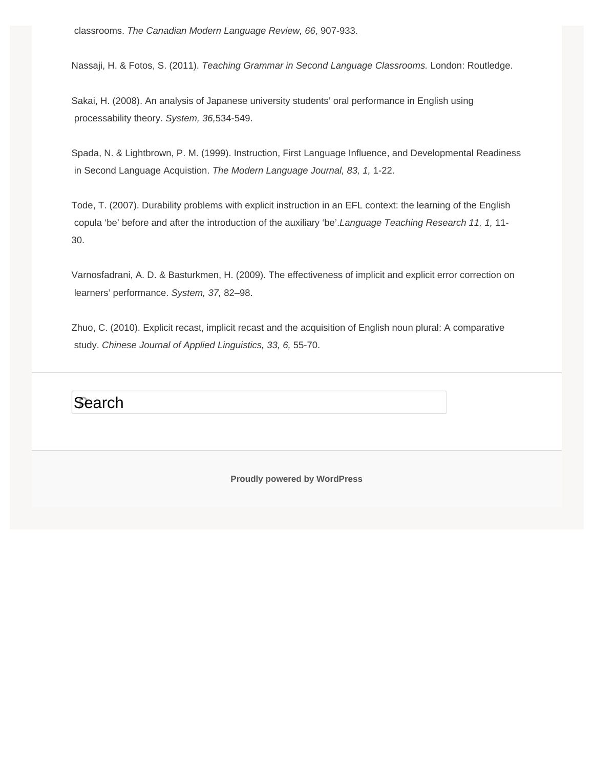classrooms. *The Canadian Modern Language Review, 66*, 907-933.

Nassaji, H. & Fotos, S. (2011). *Teaching Grammar in Second Language Classrooms.* London: Routledge.

Sakai, H. (2008). An analysis of Japanese university students' oral performance in English using processability theory. *System, 36,*534-549.

Spada, N. & Lightbrown, P. M. (1999). Instruction, First Language Influence, and Developmental Readiness in Second Language Acquistion. *The Modern Language Journal, 83, 1,* 1-22.

Tode, T. (2007). Durability problems with explicit instruction in an EFL context: the learning of the English copula 'be' before and after the introduction of the auxiliary 'be'.*Language Teaching Research 11, 1,* 11-30.

Varnosfadrani, A. D. & Basturkmen, H. (2009). The effectiveness of implicit and explicit error correction on learners' performance. *System, 37,* 82–98.

Zhuo, C. (2010). Explicit recast, implicit recast and the acquisition of English noun plural: A comparative study. *Chinese Journal of Applied Linguistics, 33, 6,* 55-70.

Search

**Proudly powered by WordPress**